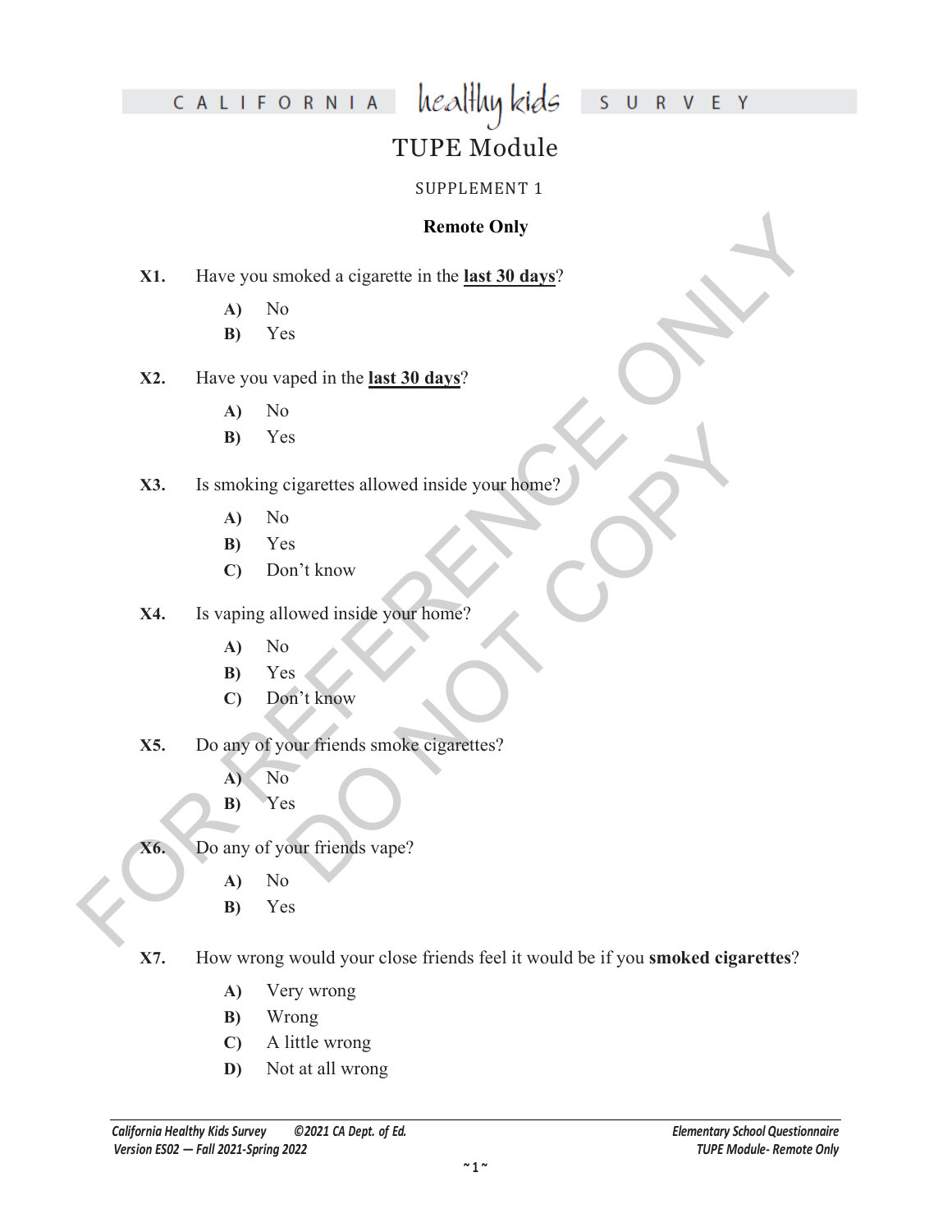# CALIFORNIA healthy kids SURVEY

## TUPE Module

SUPPLEMENT 1

**Remote Only**

**X1.** Have you smoked a cigarette in the **last 30 days**?

- **A)** No
- **B)** Yes

**X2.** Have you vaped in the **last 30 days**?

- **A)** No
- **B)** Yes

**X3.** Is smoking cigarettes allowed inside your home?

- **A)** No
- **B)** Yes
- **C)** Don't know

**X4.** Is vaping allowed inside your home?

- **A)** No
- **B)** Yes
- **C)** Don't know

**X5.** Do any of your friends smoke cigarettes?

- **A)** No
- **B)** Yes

**X6.** Do any of your friends vape?

- **A)** No
- **B)** Yes

**X7.** How wrong would your close friends feel it would be if you **smoked cigarettes**?

- **A)** Very wrong
- **B)** Wrong
- **C)** A little wrong
- **D)** Not at all wrong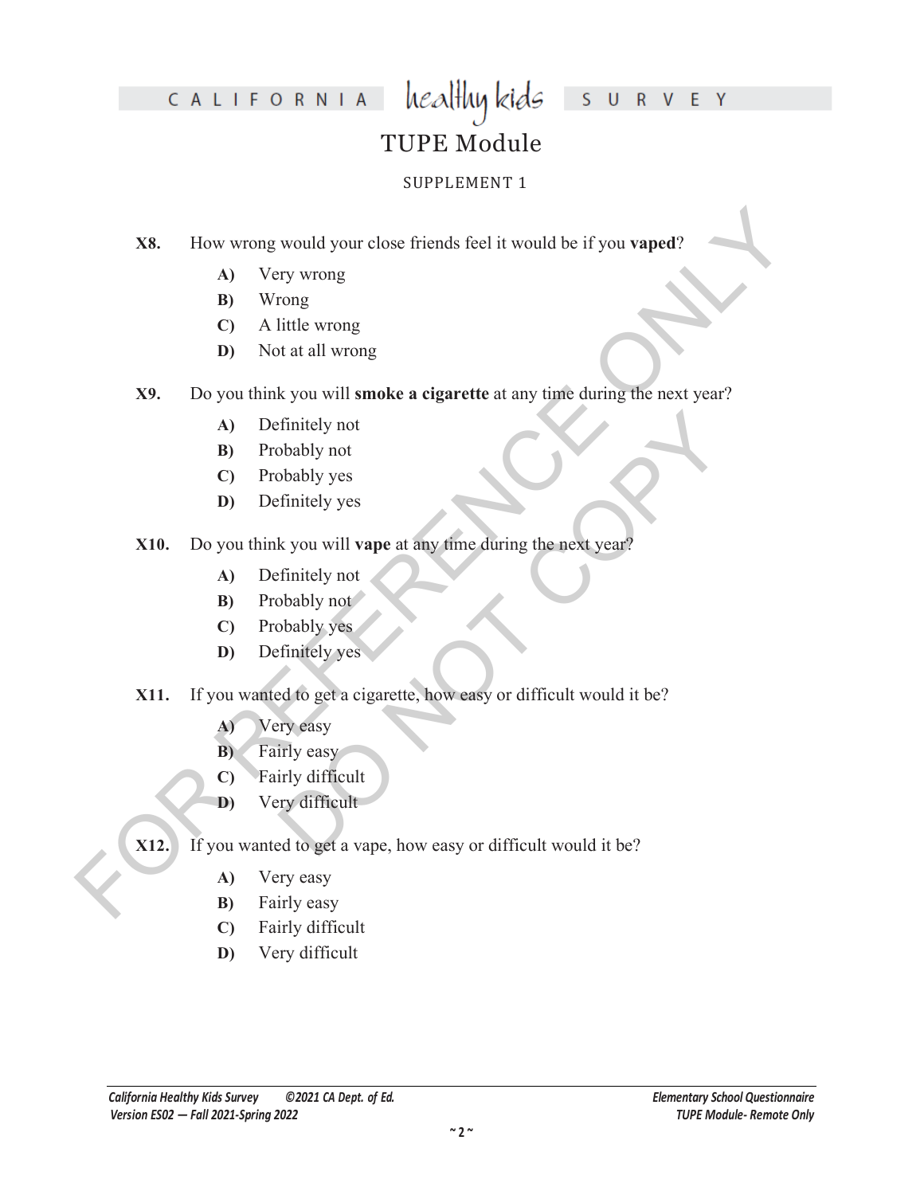# TUPE Module

SUPPLEMENT 1

**X8.** How wrong would your close friends feel it would be if you **vaped**?

- **A)** Very wrong
- **B)** Wrong
- **C)** A little wrong
- **D)** Not at all wrong

**X9.** Do you think you will **smoke a cigarette** at any time during the next year?

- **A)** Definitely not
- **B)** Probably not
- **C)** Probably yes
- **D)** Definitely yes

**X10.** Do you think you will **vape** at any time during the next year?

- **A)** Definitely not
- **B)** Probably not
- **C)** Probably yes
- **D)** Definitely yes

**X11.** If you wanted to get a cigarette, how easy or difficult would it be?

- **A)** Very easy
- **B)** Fairly easy
- **C)** Fairly difficult
- **D)** Very difficult

**X12.** If you wanted to get a vape, how easy or difficult would it be?

- **A)** Very easy
- **B)** Fairly easy
- **C)** Fairly difficult
- **D)** Very difficult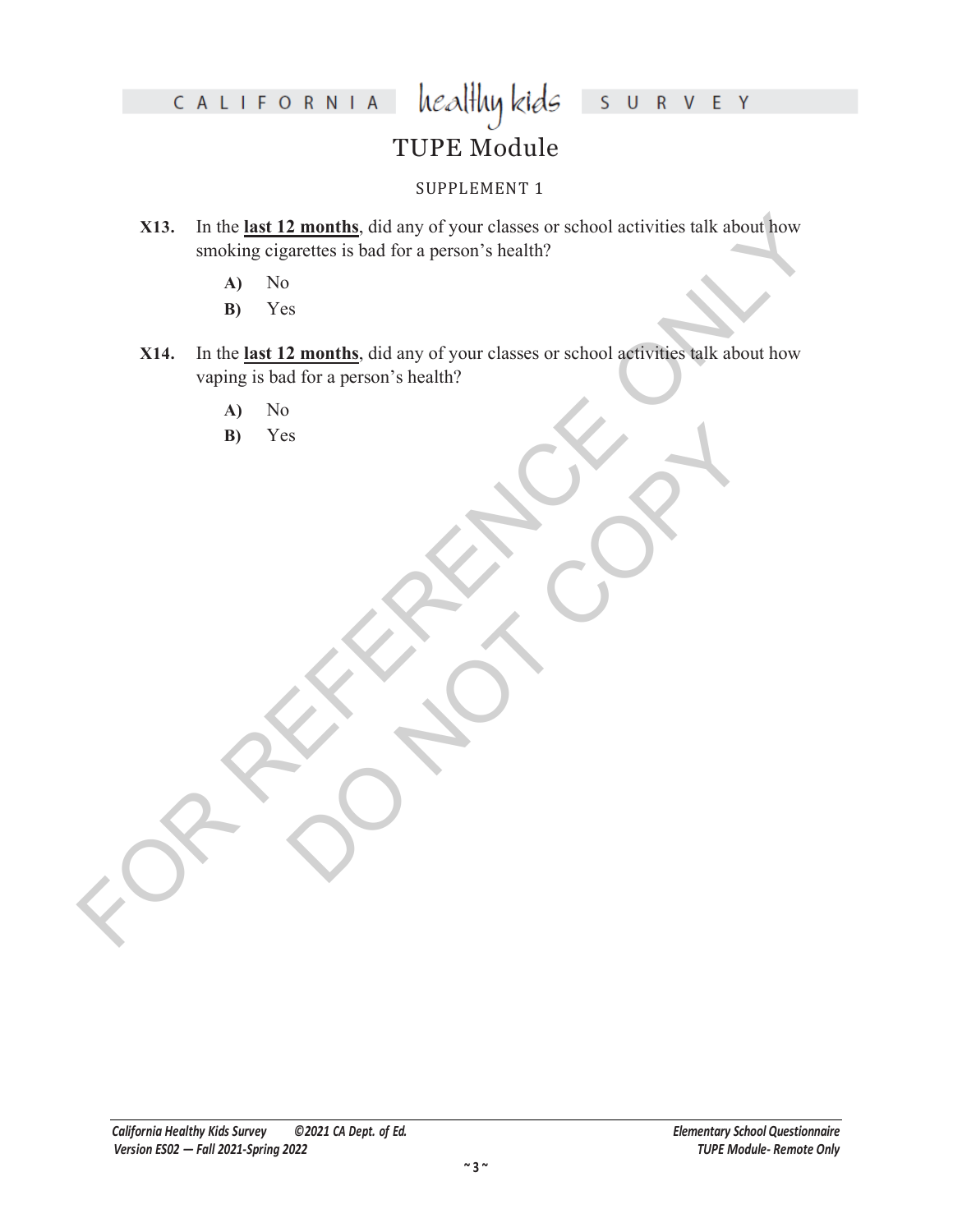# TUPE Module

SUPPLEMENT 1

**X13.** In the **last 12 months**, did any of your classes or school activities talk about how smoking cigarettes is bad for a person's health?

- **A)** No
- **B)** Yes

**X14.** In the **last 12 months**, did any of your classes or school activities talk about how vaping is bad for a person's health?

- **A)** No
- **B)** Yes